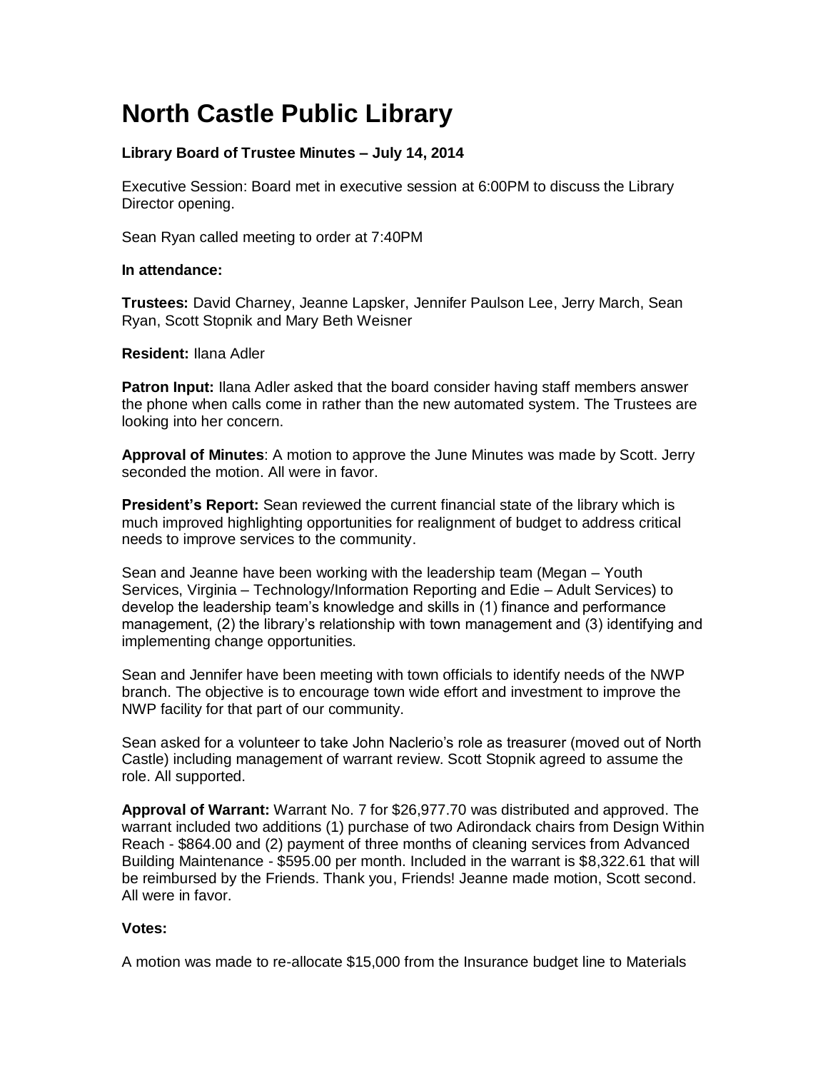# North Castle Public Library

**Library Board of Trustee Minutes – July 14, 2014**

Executive Session: Board met in executive session at 6:00PM to discuss the Library Director opening.

Sean Ryan called meeting to order at 7:40PM

**In attendance:**

**Trustees:** David Charney, Jeanne Lapsker, Jennifer Paulson Lee, Jerry March, Sean Ryan, Scott Stopnik and Mary Beth Weisner

**Resident:** Ilana Adler

**Patron Input:** Ilana Adler asked that the board consider having staff members answer the phone when calls come in rather than the new automated system. The Trustees are looking into her concern.

**Approval of Minutes**: A motion to approve the June Minutes was made by Scott. Jerry seconded the motion. All were in favor.

**President's Report:** Sean reviewed the current financial state of the library which is much improved highlighting opportunities for realignment of budget to address critical needs to improve services to the community.

Sean and Jeanne have been working with the leadership team (Megan – Youth Services, Virginia – Technology/Information Reporting and Edie – Adult Services) to develop the leadership team's knowledge and skills in (1) finance and performance management, (2) the library's relationship with town management and (3) identifying and implementing change opportunities.

Sean and Jennifer have been meeting with town officials to identify needs of the NWP branch. The objective is to encourage town wide effort and investment to improve the NWP facility for that part of our community.

Sean asked for a volunteer to take John Naclerio's role as treasurer (moved out of North Castle) including management of warrant review. Scott Stopnik agreed to assume the role. All supported.

**Approval of Warrant:** Warrant No. 7 for $26,977.70 was distributed and approved. The warrant included two additions (1) purchase of two Adirondack chairs from Design Within Reach - $864.00 and (2) payment of three months of cleaning services from Advanced Building Maintenance - $595.00 per month. Included in the warrant is $8,322.61 that will be reimbursed by the Friends. Thank you, Friends! Jeanne made motion, Scott second. All were in favor.

**Votes:**

A motion was made to re-allocate $15,000 from the Insurance budget line to Materials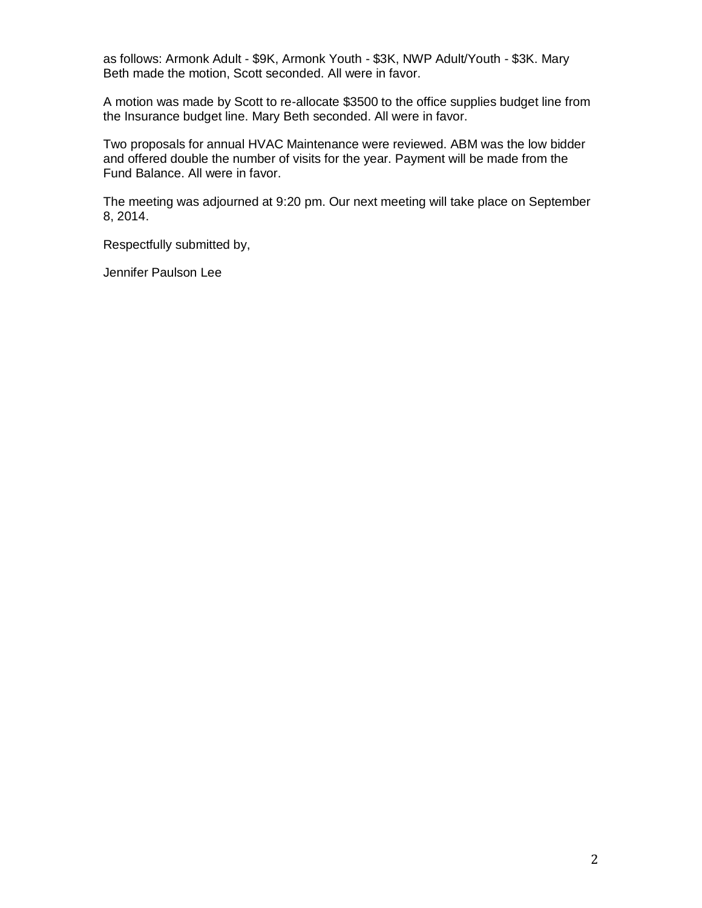as follows: Armonk Adult - $9K, Armonk Youth - $3K, NWP Adult/Youth - $3K. Mary Beth made the motion, Scott seconded. All were in favor.

A motion was made by Scott to re-allocate $3500 to the office supplies budget line from the Insurance budget line. Mary Beth seconded. All were in favor.

Two proposals for annual HVAC Maintenance were reviewed. ABM was the low bidder and offered double the number of visits for the year. Payment will be made from the Fund Balance. All were in favor.

The meeting was adjourned at 9:20 pm. Our next meeting will take place on September 8, 2014.

Respectfully submitted by,

Jennifer Paulson Lee